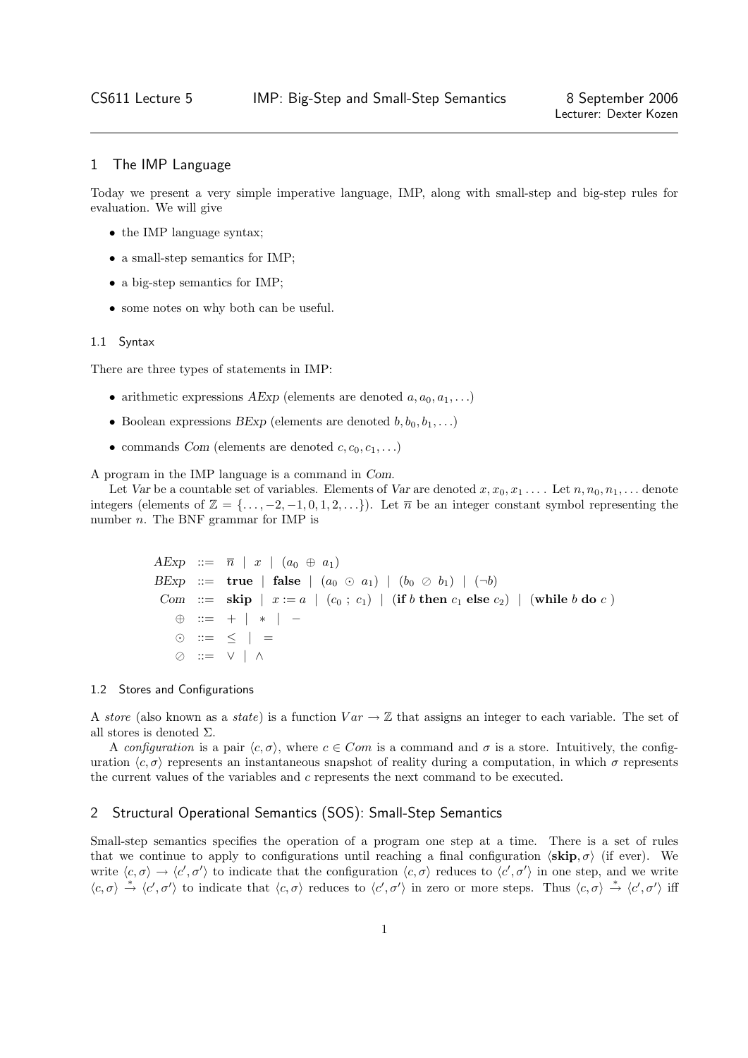CS611 Lecture 5 — IMP: Big-Step and Small-Step Semantics — 8 September 2006

Lecturer: Dexter Kozen

## 1 The IMP Language

Today we present a very simple imperative language, IMP, along with small-step and big-step rules for evaluation. We will give

- the IMP language syntax;
- a small-step semantics for IMP;
- a big-step semantics for IMP;
- some notes on why both can be useful.

### 1.1 Syntax

There are three types of statements in IMP:

- arithmetic expressions *AExp* (elements are denoted $a, a_0, a_1, \ldots$)
- Boolean expressions *BExp* (elements are denoted $b, b_0, b_1, \ldots$)
- commands *Com* (elements are denoted $c, c_0, c_1, \ldots$)

A program in the IMP language is a command in *Com*.

Let *Var* be a countable set of variables. Elements of *Var* are denoted $x, x_0, x_1 \ldots$. Let $n, n_0, n_1, \ldots$ denote integers (elements of $\mathbb{Z} = \{\ldots, -2, -1, 0, 1, 2, \ldots\}$). Let $\overline{n}$ be an integer constant symbol representing the number $n$. The BNF grammar for IMP is

$$
\begin{aligned}
AExp &::= \overline{n} \mid x \mid (a_0 \oplus a_1) \\
BExp &::= \textbf{true} \mid \textbf{false} \mid (a_0 \odot a_1) \mid (b_0 \oslash b_1) \mid (\neg b) \\
Com &::= \textbf{skip} \mid x := a \mid (c_0 \,;\, c_1) \mid (\textbf{if } b \textbf{ then } c_1 \textbf{ else } c_2) \mid (\textbf{while } b \textbf{ do } c\ ) \\
\oplus &::= + \mid * \mid - \\
\odot &::= \leq \mid = \\
\oslash &::= \vee \mid \wedge
\end{aligned}
$$

### 1.2 Stores and Configurations

A *store* (also known as a *state*) is a function $Var \to \mathbb{Z}$ that assigns an integer to each variable. The set of all stores is denoted $\Sigma$.

A *configuration* is a pair $\langle c, \sigma \rangle$, where $c \in Com$ is a command and $\sigma$ is a store. Intuitively, the configuration $\langle c, \sigma \rangle$ represents an instantaneous snapshot of reality during a computation, in which $\sigma$ represents the current values of the variables and $c$ represents the next command to be executed.

## 2 Structural Operational Semantics (SOS): Small-Step Semantics

Small-step semantics specifies the operation of a program one step at a time. There is a set of rules that we continue to apply to configurations until reaching a final configuration $\langle \textbf{skip}, \sigma \rangle$ (if ever). We write $\langle c, \sigma \rangle \to \langle c', \sigma' \rangle$ to indicate that the configuration $\langle c, \sigma \rangle$ reduces to $\langle c', \sigma' \rangle$ in one step, and we write $\langle c, \sigma \rangle \xrightarrow{*} \langle c', \sigma' \rangle$ to indicate that $\langle c, \sigma \rangle$ reduces to $\langle c', \sigma' \rangle$ in zero or more steps. Thus $\langle c, \sigma \rangle \xrightarrow{*} \langle c', \sigma' \rangle$ iff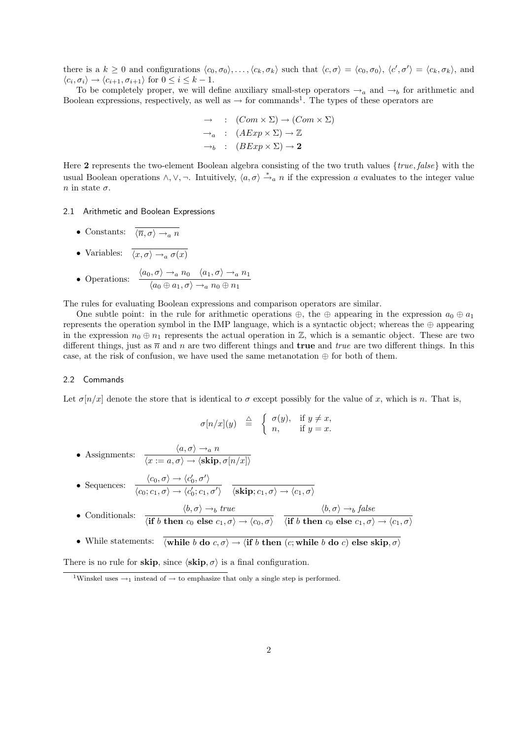there is a $k \geq 0$ and configurations $\langle c_0, \sigma_0\rangle, \ldots, \langle c_k, \sigma_k\rangle$ such that $\langle c, \sigma\rangle = \langle c_0, \sigma_0\rangle$, $\langle c', \sigma'\rangle = \langle c_k, \sigma_k\rangle$, and $\langle c_i, \sigma_i\rangle \rightarrow \langle c_{i+1}, \sigma_{i+1}\rangle$ for $0 \leq i \leq k-1$.

To be completely proper, we will define auxiliary small-step operators $\rightarrow_a$ and $\rightarrow_b$ for arithmetic and Boolean expressions, respectively, as well as $\rightarrow$ for commands[1]. The types of these operators are

$$\begin{aligned}
\rightarrow \quad &: \quad (Com \times \Sigma) \rightarrow (Com \times \Sigma) \\
\rightarrow_a \quad &: \quad (AExp \times \Sigma) \rightarrow \mathbb{Z} \\
\rightarrow_b \quad &: \quad (BExp \times \Sigma) \rightarrow \mathbf{2}
\end{aligned}$$

Here $\mathbf{2}$ represents the two-element Boolean algebra consisting of the two truth values $\{true, false\}$ with the usual Boolean operations $\wedge, \vee, \neg$. Intuitively, $\langle a, \sigma\rangle \xrightarrow{*}_a n$ if the expression $a$ evaluates to the integer value $n$ in state $\sigma$.

### 2.1 Arithmetic and Boolean Expressions

- Constants: $\dfrac{}{\langle \overline{n}, \sigma\rangle \rightarrow_a n}$
- Variables: $\dfrac{}{\langle x, \sigma\rangle \rightarrow_a \sigma(x)}$
- Operations: $\dfrac{\langle a_0, \sigma\rangle \rightarrow_a n_0 \quad \langle a_1, \sigma\rangle \rightarrow_a n_1}{\langle a_0 \oplus a_1, \sigma\rangle \rightarrow_a n_0 \oplus n_1}$

The rules for evaluating Boolean expressions and comparison operators are similar.

One subtle point: in the rule for arithmetic operations $\oplus$, the $\oplus$ appearing in the expression $a_0 \oplus a_1$ represents the operation symbol in the IMP language, which is a syntactic object; whereas the $\oplus$ appearing in the expression $n_0 \oplus n_1$ represents the actual operation in $\mathbb{Z}$, which is a semantic object. These are two different things, just as $\overline{n}$ and $n$ are two different things and **true** and *true* are two different things. In this case, at the risk of confusion, we have used the same metanotation $\oplus$ for both of them.

### 2.2 Commands

Let $\sigma[n/x]$ denote the store that is identical to $\sigma$ except possibly for the value of $x$, which is $n$. That is,

$$\sigma[n/x](y) \quad \stackrel{\triangle}{=} \quad \begin{cases} \sigma(y), & \text{if } y \neq x, \\ n, & \text{if } y = x. \end{cases}$$

- Assignments: $\dfrac{\langle a, \sigma\rangle \rightarrow_a n}{\langle x := a, \sigma\rangle \rightarrow \langle \mathbf{skip}, \sigma[n/x]\rangle}$
- Sequences: $\dfrac{\langle c_0, \sigma\rangle \rightarrow \langle c_0', \sigma'\rangle}{\langle c_0; c_1, \sigma\rangle \rightarrow \langle c_0'; c_1, \sigma'\rangle} \quad \dfrac{}{\langle \mathbf{skip}; c_1, \sigma\rangle \rightarrow \langle c_1, \sigma\rangle}$
- Conditionals: $\dfrac{\langle b, \sigma\rangle \rightarrow_b true}{\langle \mathbf{if}\ b\ \mathbf{then}\ c_0\ \mathbf{else}\ c_1, \sigma\rangle \rightarrow \langle c_0, \sigma\rangle} \quad \dfrac{\langle b, \sigma\rangle \rightarrow_b false}{\langle \mathbf{if}\ b\ \mathbf{then}\ c_0\ \mathbf{else}\ c_1, \sigma\rangle \rightarrow \langle c_1, \sigma\rangle}$
- While statements: $\dfrac{}{\langle \mathbf{while}\ b\ \mathbf{do}\ c, \sigma\rangle \rightarrow \langle \mathbf{if}\ b\ \mathbf{then}\ (c; \mathbf{while}\ b\ \mathbf{do}\ c)\ \mathbf{else\ skip}, \sigma\rangle}$

There is no rule for **skip**, since $\langle \mathbf{skip}, \sigma\rangle$ is a final configuration.

[1] Winskel uses $\rightarrow_1$ instead of $\rightarrow$ to emphasize that only a single step is performed.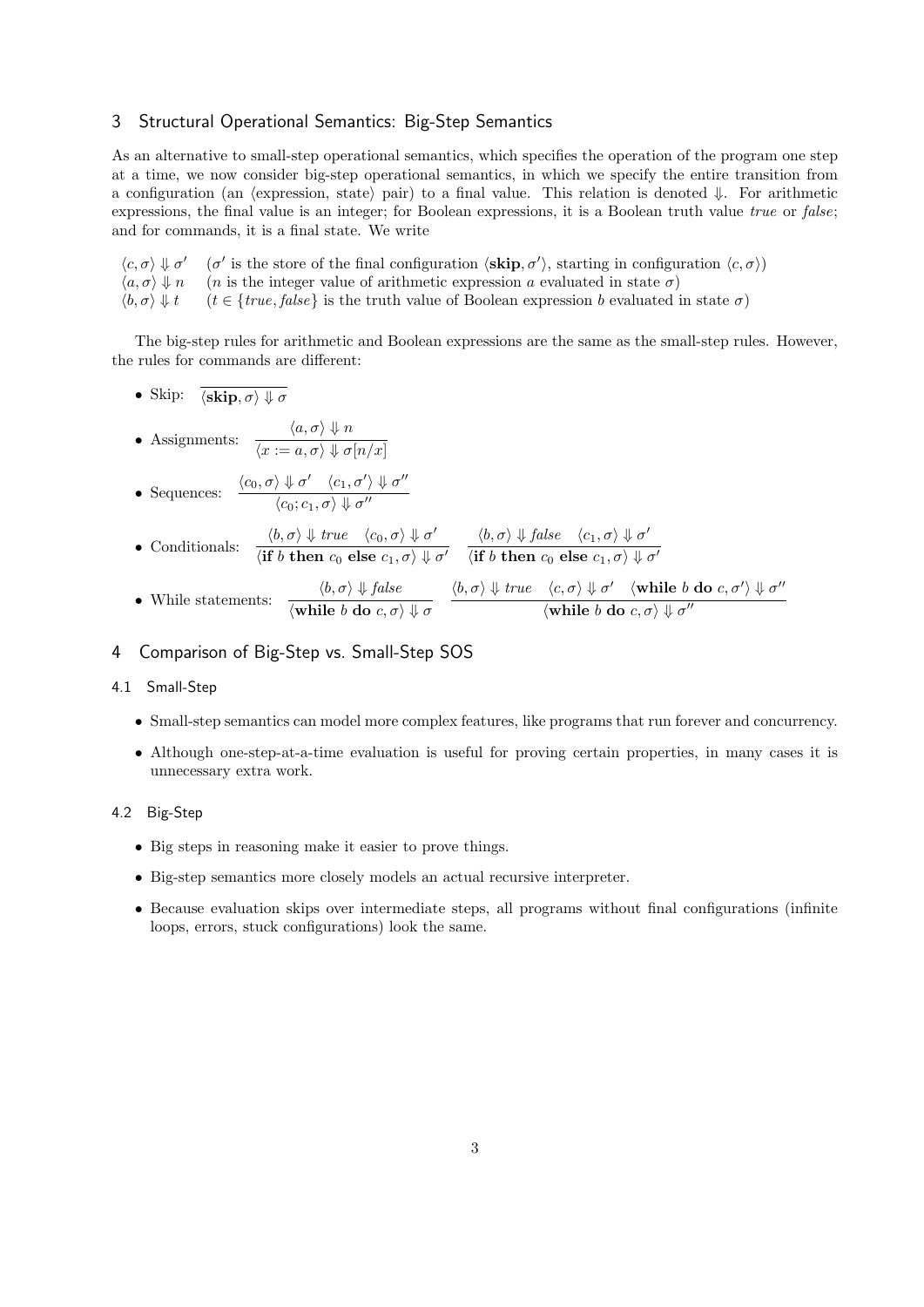## 3 Structural Operational Semantics: Big-Step Semantics

As an alternative to small-step operational semantics, which specifies the operation of the program one step at a time, we now consider big-step operational semantics, in which we specify the entire transition from a configuration (an $\langle$expression, state$\rangle$ pair) to a final value. This relation is denoted $\Downarrow$. For arithmetic expressions, the final value is an integer; for Boolean expressions, it is a Boolean truth value *true* or *false*; and for commands, it is a final state. We write

$\langle c, \sigma\rangle \Downarrow \sigma'$ ($\sigma'$ is the store of the final configuration $\langle \textbf{skip}, \sigma'\rangle$, starting in configuration $\langle c, \sigma\rangle$)
$\langle a, \sigma\rangle \Downarrow n$ ($n$ is the integer value of arithmetic expression $a$ evaluated in state $\sigma$)
$\langle b, \sigma\rangle \Downarrow t$ ($t \in \{\mathit{true}, \mathit{false}\}$ is the truth value of Boolean expression $b$ evaluated in state $\sigma$)

The big-step rules for arithmetic and Boolean expressions are the same as the small-step rules. However, the rules for commands are different:

- Skip: $\overline{\langle \textbf{skip}, \sigma\rangle \Downarrow \sigma}$
- Assignments: $\dfrac{\langle a, \sigma\rangle \Downarrow n}{\langle x := a, \sigma\rangle \Downarrow \sigma[n/x]}$
- Sequences: $\dfrac{\langle c_0, \sigma\rangle \Downarrow \sigma' \quad \langle c_1, \sigma'\rangle \Downarrow \sigma''}{\langle c_0; c_1, \sigma\rangle \Downarrow \sigma''}$
- Conditionals: $\dfrac{\langle b, \sigma\rangle \Downarrow \mathit{true} \quad \langle c_0, \sigma\rangle \Downarrow \sigma'}{\langle \textbf{if } b \textbf{ then } c_0 \textbf{ else } c_1, \sigma\rangle \Downarrow \sigma'} \quad \dfrac{\langle b, \sigma\rangle \Downarrow \mathit{false} \quad \langle c_1, \sigma\rangle \Downarrow \sigma'}{\langle \textbf{if } b \textbf{ then } c_0 \textbf{ else } c_1, \sigma\rangle \Downarrow \sigma'}$
- While statements: $\dfrac{\langle b, \sigma\rangle \Downarrow \mathit{false}}{\langle \textbf{while } b \textbf{ do } c, \sigma\rangle \Downarrow \sigma} \quad \dfrac{\langle b, \sigma\rangle \Downarrow \mathit{true} \quad \langle c, \sigma\rangle \Downarrow \sigma' \quad \langle \textbf{while } b \textbf{ do } c, \sigma'\rangle \Downarrow \sigma''}{\langle \textbf{while } b \textbf{ do } c, \sigma\rangle \Downarrow \sigma''}$

## 4 Comparison of Big-Step vs. Small-Step SOS

### 4.1 Small-Step

- Small-step semantics can model more complex features, like programs that run forever and concurrency.
- Although one-step-at-a-time evaluation is useful for proving certain properties, in many cases it is unnecessary extra work.

### 4.2 Big-Step

- Big steps in reasoning make it easier to prove things.
- Big-step semantics more closely models an actual recursive interpreter.
- Because evaluation skips over intermediate steps, all programs without final configurations (infinite loops, errors, stuck configurations) look the same.